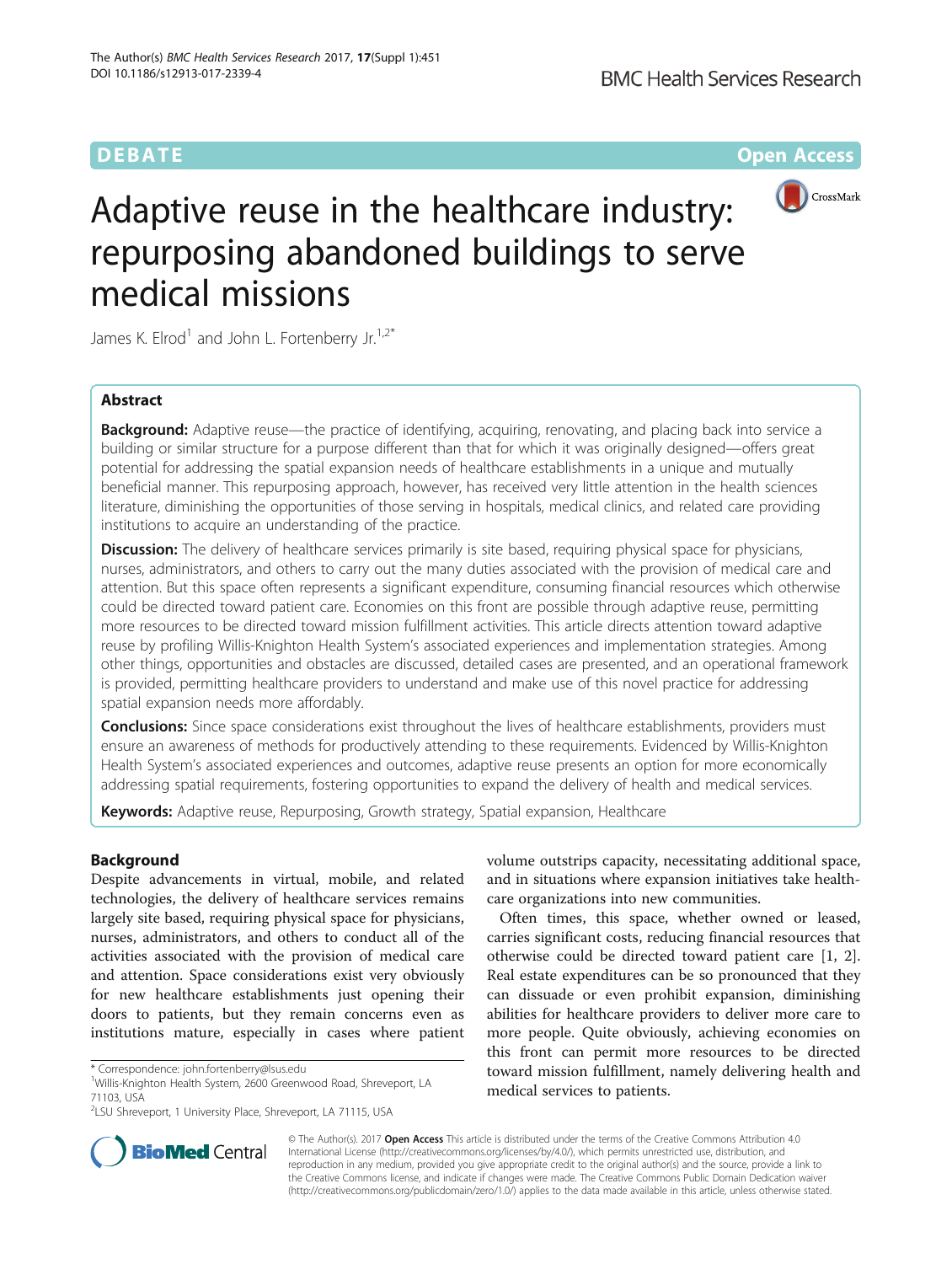DEBATE Open Access

# Adaptive reuse in the healthcare industry: repurposing abandoned buildings to serve medical missions

James K. Elrod[1] and John L. Fortenberry Jr.[1,2*]

## Abstract

**Background:** Adaptive reuse—the practice of identifying, acquiring, renovating, and placing back into service a building or similar structure for a purpose different than that for which it was originally designed—offers great potential for addressing the spatial expansion needs of healthcare establishments in a unique and mutually beneficial manner. This repurposing approach, however, has received very little attention in the health sciences literature, diminishing the opportunities of those serving in hospitals, medical clinics, and related care providing institutions to acquire an understanding of the practice.

**Discussion:** The delivery of healthcare services primarily is site based, requiring physical space for physicians, nurses, administrators, and others to carry out the many duties associated with the provision of medical care and attention. But this space often represents a significant expenditure, consuming financial resources which otherwise could be directed toward patient care. Economies on this front are possible through adaptive reuse, permitting more resources to be directed toward mission fulfillment activities. This article directs attention toward adaptive reuse by profiling Willis-Knighton Health System's associated experiences and implementation strategies. Among other things, opportunities and obstacles are discussed, detailed cases are presented, and an operational framework is provided, permitting healthcare providers to understand and make use of this novel practice for addressing spatial expansion needs more affordably.

**Conclusions:** Since space considerations exist throughout the lives of healthcare establishments, providers must ensure an awareness of methods for productively attending to these requirements. Evidenced by Willis-Knighton Health System's associated experiences and outcomes, adaptive reuse presents an option for more economically addressing spatial requirements, fostering opportunities to expand the delivery of health and medical services.

**Keywords:** Adaptive reuse, Repurposing, Growth strategy, Spatial expansion, Healthcare

## Background

Despite advancements in virtual, mobile, and related technologies, the delivery of healthcare services remains largely site based, requiring physical space for physicians, nurses, administrators, and others to conduct all of the activities associated with the provision of medical care and attention. Space considerations exist very obviously for new healthcare establishments just opening their doors to patients, but they remain concerns even as institutions mature, especially in cases where patient volume outstrips capacity, necessitating additional space, and in situations where expansion initiatives take healthcare organizations into new communities.

Often times, this space, whether owned or leased, carries significant costs, reducing financial resources that otherwise could be directed toward patient care [1, 2]. Real estate expenditures can be so pronounced that they can dissuade or even prohibit expansion, diminishing abilities for healthcare providers to deliver more care to more people. Quite obviously, achieving economies on this front can permit more resources to be directed toward mission fulfillment, namely delivering health and medical services to patients.

\* Correspondence: john.fortenberry@lsus.edu
[1]Willis-Knighton Health System, 2600 Greenwood Road, Shreveport, LA 71103, USA
[2]LSU Shreveport, 1 University Place, Shreveport, LA 71115, USA

© The Author(s). 2017 **Open Access** This article is distributed under the terms of the Creative Commons Attribution 4.0 International License (http://creativecommons.org/licenses/by/4.0/), which permits unrestricted use, distribution, and reproduction in any medium, provided you give appropriate credit to the original author(s) and the source, provide a link to the Creative Commons license, and indicate if changes were made. The Creative Commons Public Domain Dedication waiver (http://creativecommons.org/publicdomain/zero/1.0/) applies to the data made available in this article, unless otherwise stated.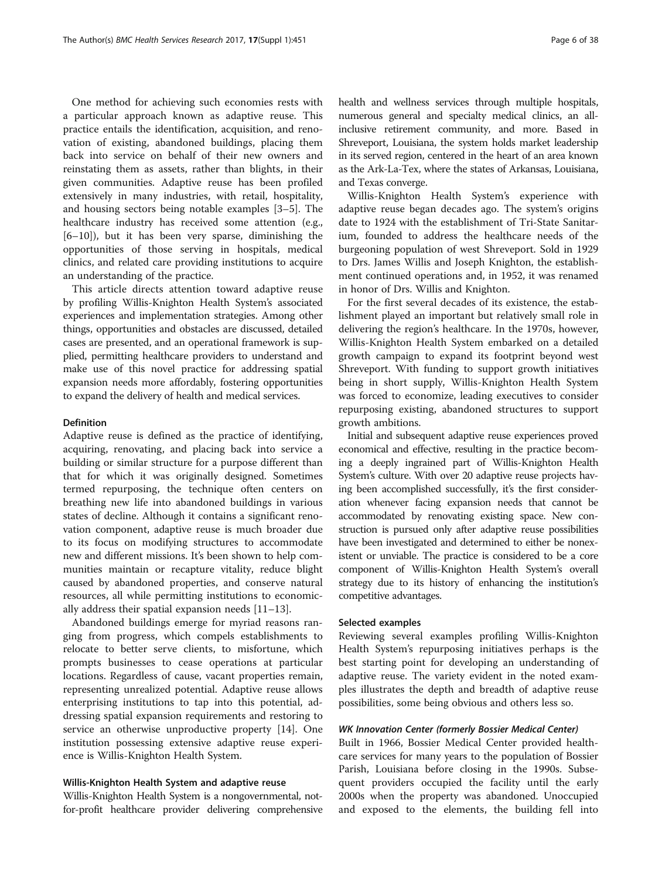One method for achieving such economies rests with a particular approach known as adaptive reuse. This practice entails the identification, acquisition, and renovation of existing, abandoned buildings, placing them back into service on behalf of their new owners and reinstating them as assets, rather than blights, in their given communities. Adaptive reuse has been profiled extensively in many industries, with retail, hospitality, and housing sectors being notable examples [3–5]. The healthcare industry has received some attention (e.g., [6–10]), but it has been very sparse, diminishing the opportunities of those serving in hospitals, medical clinics, and related care providing institutions to acquire an understanding of the practice.

This article directs attention toward adaptive reuse by profiling Willis-Knighton Health System's associated experiences and implementation strategies. Among other things, opportunities and obstacles are discussed, detailed cases are presented, and an operational framework is supplied, permitting healthcare providers to understand and make use of this novel practice for addressing spatial expansion needs more affordably, fostering opportunities to expand the delivery of health and medical services.

## Definition

Adaptive reuse is defined as the practice of identifying, acquiring, renovating, and placing back into service a building or similar structure for a purpose different than that for which it was originally designed. Sometimes termed repurposing, the technique often centers on breathing new life into abandoned buildings in various states of decline. Although it contains a significant renovation component, adaptive reuse is much broader due to its focus on modifying structures to accommodate new and different missions. It's been shown to help communities maintain or recapture vitality, reduce blight caused by abandoned properties, and conserve natural resources, all while permitting institutions to economically address their spatial expansion needs [11–13].

Abandoned buildings emerge for myriad reasons ranging from progress, which compels establishments to relocate to better serve clients, to misfortune, which prompts businesses to cease operations at particular locations. Regardless of cause, vacant properties remain, representing unrealized potential. Adaptive reuse allows enterprising institutions to tap into this potential, addressing spatial expansion requirements and restoring to service an otherwise unproductive property [14]. One institution possessing extensive adaptive reuse experience is Willis-Knighton Health System.

## Willis-Knighton Health System and adaptive reuse

Willis-Knighton Health System is a nongovernmental, not-for-profit healthcare provider delivering comprehensive health and wellness services through multiple hospitals, numerous general and specialty medical clinics, an all-inclusive retirement community, and more. Based in Shreveport, Louisiana, the system holds market leadership in its served region, centered in the heart of an area known as the Ark-La-Tex, where the states of Arkansas, Louisiana, and Texas converge.

Willis-Knighton Health System's experience with adaptive reuse began decades ago. The system's origins date to 1924 with the establishment of Tri-State Sanitarium, founded to address the healthcare needs of the burgeoning population of west Shreveport. Sold in 1929 to Drs. James Willis and Joseph Knighton, the establishment continued operations and, in 1952, it was renamed in honor of Drs. Willis and Knighton.

For the first several decades of its existence, the establishment played an important but relatively small role in delivering the region's healthcare. In the 1970s, however, Willis-Knighton Health System embarked on a detailed growth campaign to expand its footprint beyond west Shreveport. With funding to support growth initiatives being in short supply, Willis-Knighton Health System was forced to economize, leading executives to consider repurposing existing, abandoned structures to support growth ambitions.

Initial and subsequent adaptive reuse experiences proved economical and effective, resulting in the practice becoming a deeply ingrained part of Willis-Knighton Health System's culture. With over 20 adaptive reuse projects having been accomplished successfully, it's the first consideration whenever facing expansion needs that cannot be accommodated by renovating existing space. New construction is pursued only after adaptive reuse possibilities have been investigated and determined to either be nonexistent or unviable. The practice is considered to be a core component of Willis-Knighton Health System's overall strategy due to its history of enhancing the institution's competitive advantages.

## Selected examples

Reviewing several examples profiling Willis-Knighton Health System's repurposing initiatives perhaps is the best starting point for developing an understanding of adaptive reuse. The variety evident in the noted examples illustrates the depth and breadth of adaptive reuse possibilities, some being obvious and others less so.

### *WK Innovation Center (formerly Bossier Medical Center)*

Built in 1966, Bossier Medical Center provided healthcare services for many years to the population of Bossier Parish, Louisiana before closing in the 1990s. Subsequent providers occupied the facility until the early 2000s when the property was abandoned. Unoccupied and exposed to the elements, the building fell into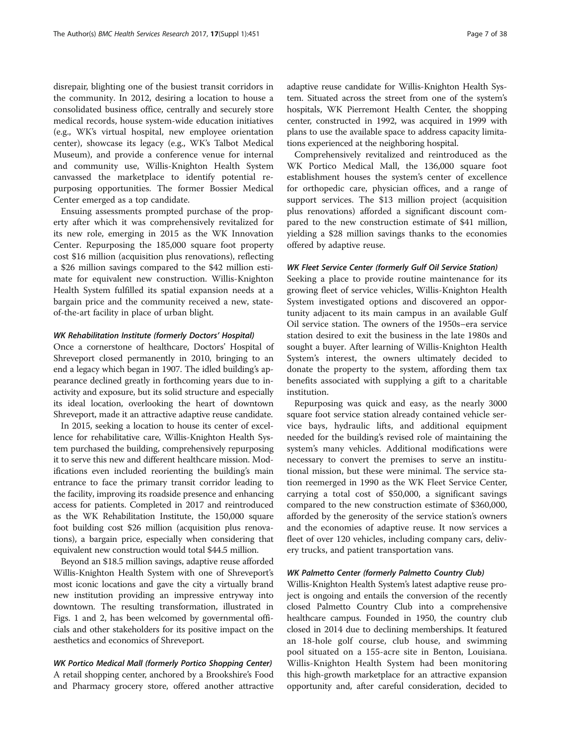disrepair, blighting one of the busiest transit corridors in the community. In 2012, desiring a location to house a consolidated business office, centrally and securely store medical records, house system-wide education initiatives (e.g., WK's virtual hospital, new employee orientation center), showcase its legacy (e.g., WK's Talbot Medical Museum), and provide a conference venue for internal and community use, Willis-Knighton Health System canvassed the marketplace to identify potential repurposing opportunities. The former Bossier Medical Center emerged as a top candidate.

Ensuing assessments prompted purchase of the property after which it was comprehensively revitalized for its new role, emerging in 2015 as the WK Innovation Center. Repurposing the 185,000 square foot property cost $16 million (acquisition plus renovations), reflecting a $26 million savings compared to the $42 million estimate for equivalent new construction. Willis-Knighton Health System fulfilled its spatial expansion needs at a bargain price and the community received a new, state-of-the-art facility in place of urban blight.

#### *WK Rehabilitation Institute (formerly Doctors' Hospital)*

Once a cornerstone of healthcare, Doctors' Hospital of Shreveport closed permanently in 2010, bringing to an end a legacy which began in 1907. The idled building's appearance declined greatly in forthcoming years due to inactivity and exposure, but its solid structure and especially its ideal location, overlooking the heart of downtown Shreveport, made it an attractive adaptive reuse candidate.

In 2015, seeking a location to house its center of excellence for rehabilitative care, Willis-Knighton Health System purchased the building, comprehensively repurposing it to serve this new and different healthcare mission. Modifications even included reorienting the building's main entrance to face the primary transit corridor leading to the facility, improving its roadside presence and enhancing access for patients. Completed in 2017 and reintroduced as the WK Rehabilitation Institute, the 150,000 square foot building cost $26 million (acquisition plus renovations), a bargain price, especially when considering that equivalent new construction would total $44.5 million.

Beyond an $18.5 million savings, adaptive reuse afforded Willis-Knighton Health System with one of Shreveport's most iconic locations and gave the city a virtually brand new institution providing an impressive entryway into downtown. The resulting transformation, illustrated in Figs. 1 and 2, has been welcomed by governmental officials and other stakeholders for its positive impact on the aesthetics and economics of Shreveport.

#### *WK Portico Medical Mall (formerly Portico Shopping Center)*

A retail shopping center, anchored by a Brookshire's Food and Pharmacy grocery store, offered another attractive adaptive reuse candidate for Willis-Knighton Health System. Situated across the street from one of the system's hospitals, WK Pierremont Health Center, the shopping center, constructed in 1992, was acquired in 1999 with plans to use the available space to address capacity limitations experienced at the neighboring hospital.

Comprehensively revitalized and reintroduced as the WK Portico Medical Mall, the 136,000 square foot establishment houses the system's center of excellence for orthopedic care, physician offices, and a range of support services. The $13 million project (acquisition plus renovations) afforded a significant discount compared to the new construction estimate of $41 million, yielding a $28 million savings thanks to the economies offered by adaptive reuse.

#### *WK Fleet Service Center (formerly Gulf Oil Service Station)*

Seeking a place to provide routine maintenance for its growing fleet of service vehicles, Willis-Knighton Health System investigated options and discovered an opportunity adjacent to its main campus in an available Gulf Oil service station. The owners of the 1950s–era service station desired to exit the business in the late 1980s and sought a buyer. After learning of Willis-Knighton Health System's interest, the owners ultimately decided to donate the property to the system, affording them tax benefits associated with supplying a gift to a charitable institution.

Repurposing was quick and easy, as the nearly 3000 square foot service station already contained vehicle service bays, hydraulic lifts, and additional equipment needed for the building's revised role of maintaining the system's many vehicles. Additional modifications were necessary to convert the premises to serve an institutional mission, but these were minimal. The service station reemerged in 1990 as the WK Fleet Service Center, carrying a total cost of $50,000, a significant savings compared to the new construction estimate of $360,000, afforded by the generosity of the service station's owners and the economies of adaptive reuse. It now services a fleet of over 120 vehicles, including company cars, delivery trucks, and patient transportation vans.

#### *WK Palmetto Center (formerly Palmetto Country Club)*

Willis-Knighton Health System's latest adaptive reuse project is ongoing and entails the conversion of the recently closed Palmetto Country Club into a comprehensive healthcare campus. Founded in 1950, the country club closed in 2014 due to declining memberships. It featured an 18-hole golf course, club house, and swimming pool situated on a 155-acre site in Benton, Louisiana. Willis-Knighton Health System had been monitoring this high-growth marketplace for an attractive expansion opportunity and, after careful consideration, decided to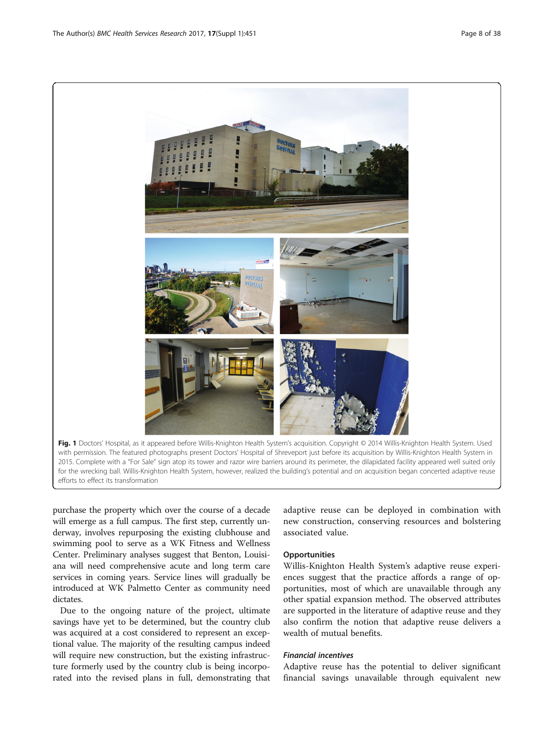Fig. 1 Doctors' Hospital, as it appeared before Willis-Knighton Health System's acquisition. Copyright © 2014 Willis-Knighton Health System. Used with permission. The featured photographs present Doctors' Hospital of Shreveport just before its acquisition by Willis-Knighton Health System in 2015. Complete with a "For Sale" sign atop its tower and razor wire barriers around its perimeter, the dilapidated facility appeared well suited only for the wrecking ball. Willis-Knighton Health System, however, realized the building's potential and on acquisition began concerted adaptive reuse efforts to effect its transformation

purchase the property which over the course of a decade will emerge as a full campus. The first step, currently underway, involves repurposing the existing clubhouse and swimming pool to serve as a WK Fitness and Wellness Center. Preliminary analyses suggest that Benton, Louisiana will need comprehensive acute and long term care services in coming years. Service lines will gradually be introduced at WK Palmetto Center as community need dictates.

Due to the ongoing nature of the project, ultimate savings have yet to be determined, but the country club was acquired at a cost considered to represent an exceptional value. The majority of the resulting campus indeed will require new construction, but the existing infrastructure formerly used by the country club is being incorporated into the revised plans in full, demonstrating that adaptive reuse can be deployed in combination with new construction, conserving resources and bolstering associated value.

### Opportunities

Willis-Knighton Health System's adaptive reuse experiences suggest that the practice affords a range of opportunities, most of which are unavailable through any other spatial expansion method. The observed attributes are supported in the literature of adaptive reuse and they also confirm the notion that adaptive reuse delivers a wealth of mutual benefits.

#### *Financial incentives*

Adaptive reuse has the potential to deliver significant financial savings unavailable through equivalent new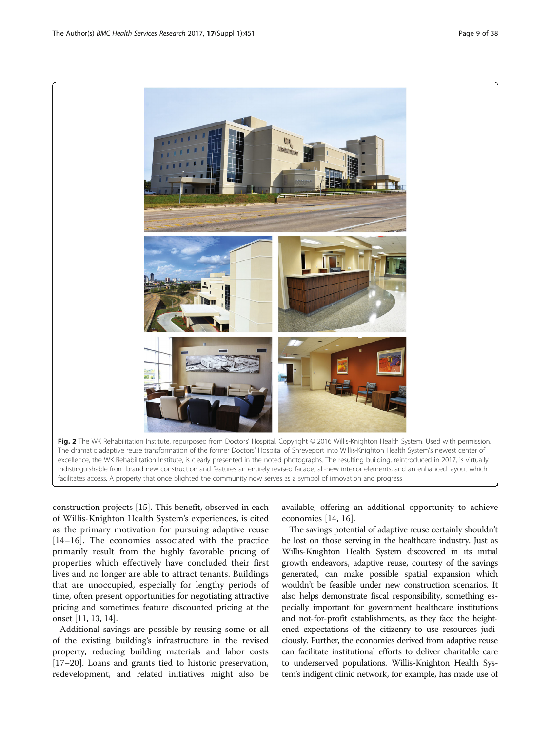**Fig. 2** The WK Rehabilitation Institute, repurposed from Doctors' Hospital. Copyright © 2016 Willis-Knighton Health System. Used with permission. The dramatic adaptive reuse transformation of the former Doctors' Hospital of Shreveport into Willis-Knighton Health System's newest center of excellence, the WK Rehabilitation Institute, is clearly presented in the noted photographs. The resulting building, reintroduced in 2017, is virtually indistinguishable from brand new construction and features an entirely revised facade, all-new interior elements, and an enhanced layout which facilitates access. A property that once blighted the community now serves as a symbol of innovation and progress

construction projects [15]. This benefit, observed in each of Willis-Knighton Health System's experiences, is cited as the primary motivation for pursuing adaptive reuse [14–16]. The economies associated with the practice primarily result from the highly favorable pricing of properties which effectively have concluded their first lives and no longer are able to attract tenants. Buildings that are unoccupied, especially for lengthy periods of time, often present opportunities for negotiating attractive pricing and sometimes feature discounted pricing at the onset [11, 13, 14].

Additional savings are possible by reusing some or all of the existing building's infrastructure in the revised property, reducing building materials and labor costs [17–20]. Loans and grants tied to historic preservation, redevelopment, and related initiatives might also be available, offering an additional opportunity to achieve economies [14, 16].

The savings potential of adaptive reuse certainly shouldn't be lost on those serving in the healthcare industry. Just as Willis-Knighton Health System discovered in its initial growth endeavors, adaptive reuse, courtesy of the savings generated, can make possible spatial expansion which wouldn't be feasible under new construction scenarios. It also helps demonstrate fiscal responsibility, something especially important for government healthcare institutions and not-for-profit establishments, as they face the heightened expectations of the citizenry to use resources judiciously. Further, the economies derived from adaptive reuse can facilitate institutional efforts to deliver charitable care to underserved populations. Willis-Knighton Health System's indigent clinic network, for example, has made use of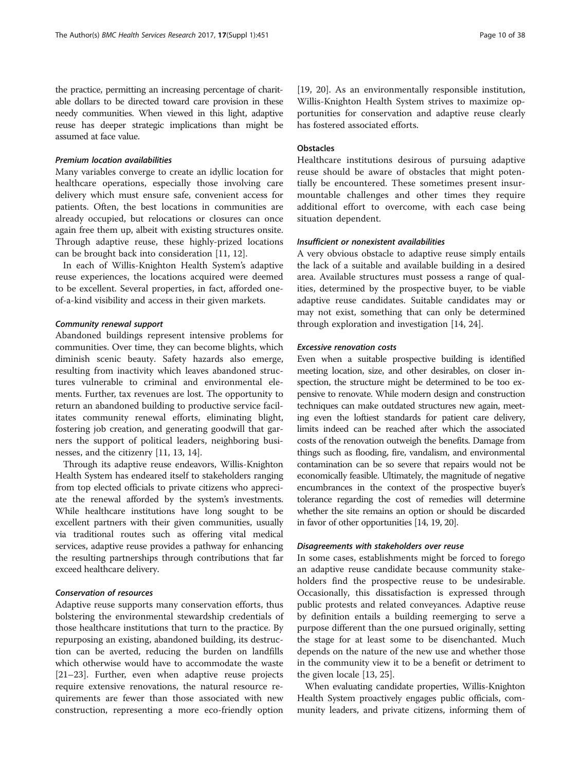the practice, permitting an increasing percentage of charitable dollars to be directed toward care provision in these needy communities. When viewed in this light, adaptive reuse has deeper strategic implications than might be assumed at face value.

#### *Premium location availabilities*

Many variables converge to create an idyllic location for healthcare operations, especially those involving care delivery which must ensure safe, convenient access for patients. Often, the best locations in communities are already occupied, but relocations or closures can once again free them up, albeit with existing structures onsite. Through adaptive reuse, these highly-prized locations can be brought back into consideration [11, 12].

In each of Willis-Knighton Health System's adaptive reuse experiences, the locations acquired were deemed to be excellent. Several properties, in fact, afforded one-of-a-kind visibility and access in their given markets.

#### *Community renewal support*

Abandoned buildings represent intensive problems for communities. Over time, they can become blights, which diminish scenic beauty. Safety hazards also emerge, resulting from inactivity which leaves abandoned structures vulnerable to criminal and environmental elements. Further, tax revenues are lost. The opportunity to return an abandoned building to productive service facilitates community renewal efforts, eliminating blight, fostering job creation, and generating goodwill that garners the support of political leaders, neighboring businesses, and the citizenry [11, 13, 14].

Through its adaptive reuse endeavors, Willis-Knighton Health System has endeared itself to stakeholders ranging from top elected officials to private citizens who appreciate the renewal afforded by the system's investments. While healthcare institutions have long sought to be excellent partners with their given communities, usually via traditional routes such as offering vital medical services, adaptive reuse provides a pathway for enhancing the resulting partnerships through contributions that far exceed healthcare delivery.

#### *Conservation of resources*

Adaptive reuse supports many conservation efforts, thus bolstering the environmental stewardship credentials of those healthcare institutions that turn to the practice. By repurposing an existing, abandoned building, its destruction can be averted, reducing the burden on landfills which otherwise would have to accommodate the waste [21–23]. Further, even when adaptive reuse projects require extensive renovations, the natural resource requirements are fewer than those associated with new construction, representing a more eco-friendly option [19, 20]. As an environmentally responsible institution, Willis-Knighton Health System strives to maximize opportunities for conservation and adaptive reuse clearly has fostered associated efforts.

### Obstacles

Healthcare institutions desirous of pursuing adaptive reuse should be aware of obstacles that might potentially be encountered. These sometimes present insurmountable challenges and other times they require additional effort to overcome, with each case being situation dependent.

#### *Insufficient or nonexistent availabilities*

A very obvious obstacle to adaptive reuse simply entails the lack of a suitable and available building in a desired area. Available structures must possess a range of qualities, determined by the prospective buyer, to be viable adaptive reuse candidates. Suitable candidates may or may not exist, something that can only be determined through exploration and investigation [14, 24].

#### *Excessive renovation costs*

Even when a suitable prospective building is identified meeting location, size, and other desirables, on closer inspection, the structure might be determined to be too expensive to renovate. While modern design and construction techniques can make outdated structures new again, meeting even the loftiest standards for patient care delivery, limits indeed can be reached after which the associated costs of the renovation outweigh the benefits. Damage from things such as flooding, fire, vandalism, and environmental contamination can be so severe that repairs would not be economically feasible. Ultimately, the magnitude of negative encumbrances in the context of the prospective buyer's tolerance regarding the cost of remedies will determine whether the site remains an option or should be discarded in favor of other opportunities [14, 19, 20].

#### *Disagreements with stakeholders over reuse*

In some cases, establishments might be forced to forego an adaptive reuse candidate because community stakeholders find the prospective reuse to be undesirable. Occasionally, this dissatisfaction is expressed through public protests and related conveyances. Adaptive reuse by definition entails a building reemerging to serve a purpose different than the one pursued originally, setting the stage for at least some to be disenchanted. Much depends on the nature of the new use and whether those in the community view it to be a benefit or detriment to the given locale [13, 25].

When evaluating candidate properties, Willis-Knighton Health System proactively engages public officials, community leaders, and private citizens, informing them of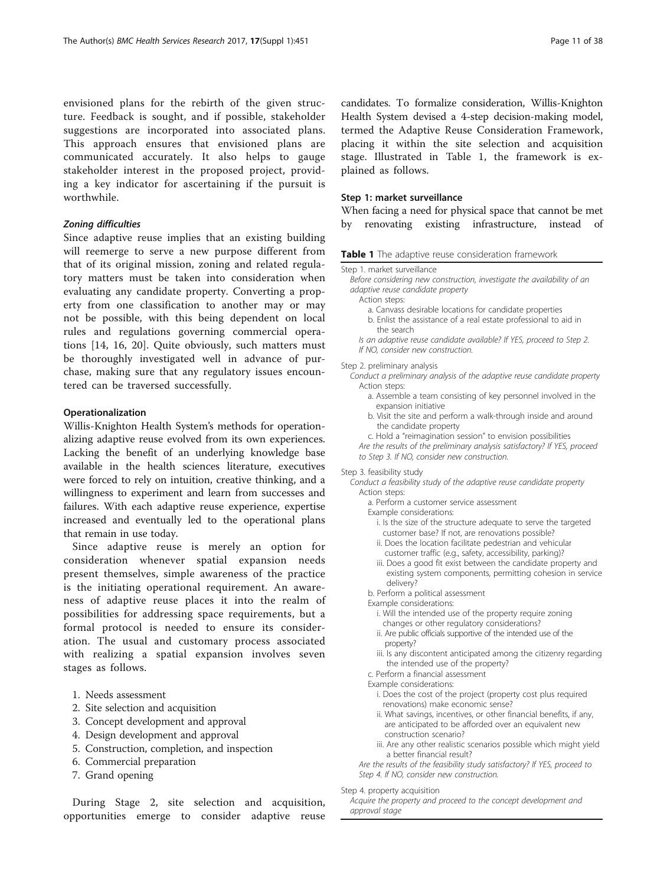envisioned plans for the rebirth of the given structure. Feedback is sought, and if possible, stakeholder suggestions are incorporated into associated plans. This approach ensures that envisioned plans are communicated accurately. It also helps to gauge stakeholder interest in the proposed project, providing a key indicator for ascertaining if the pursuit is worthwhile.

#### *Zoning difficulties*

Since adaptive reuse implies that an existing building will reemerge to serve a new purpose different from that of its original mission, zoning and related regulatory matters must be taken into consideration when evaluating any candidate property. Converting a property from one classification to another may or may not be possible, with this being dependent on local rules and regulations governing commercial operations [14, 16, 20]. Quite obviously, such matters must be thoroughly investigated well in advance of purchase, making sure that any regulatory issues encountered can be traversed successfully.

### Operationalization

Willis-Knighton Health System's methods for operationalizing adaptive reuse evolved from its own experiences. Lacking the benefit of an underlying knowledge base available in the health sciences literature, executives were forced to rely on intuition, creative thinking, and a willingness to experiment and learn from successes and failures. With each adaptive reuse experience, expertise increased and eventually led to the operational plans that remain in use today.

Since adaptive reuse is merely an option for consideration whenever spatial expansion needs present themselves, simple awareness of the practice is the initiating operational requirement. An awareness of adaptive reuse places it into the realm of possibilities for addressing space requirements, but a formal protocol is needed to ensure its consideration. The usual and customary process associated with realizing a spatial expansion involves seven stages as follows.

1. Needs assessment
2. Site selection and acquisition
3. Concept development and approval
4. Design development and approval
5. Construction, completion, and inspection
6. Commercial preparation
7. Grand opening

During Stage 2, site selection and acquisition, opportunities emerge to consider adaptive reuse candidates. To formalize consideration, Willis-Knighton Health System devised a 4-step decision-making model, termed the Adaptive Reuse Consideration Framework, placing it within the site selection and acquisition stage. Illustrated in Table 1, the framework is explained as follows.

### Step 1: market surveillance

When facing a need for physical space that cannot be met by renovating existing infrastructure, instead of

**Table 1** The adaptive reuse consideration framework

| |
|---|
| Step 1. market surveillance<br>*Before considering new construction, investigate the availability of an adaptive reuse candidate property*<br>Action steps:<br>a. Canvass desirable locations for candidate properties<br>b. Enlist the assistance of a real estate professional to aid in the search<br>*Is an adaptive reuse candidate available? If YES, proceed to Step 2. If NO, consider new construction.* |
| Step 2. preliminary analysis<br>*Conduct a preliminary analysis of the adaptive reuse candidate property*<br>Action steps:<br>a. Assemble a team consisting of key personnel involved in the expansion initiative<br>b. Visit the site and perform a walk-through inside and around the candidate property<br>c. Hold a "reimagination session" to envision possibilities<br>*Are the results of the preliminary analysis satisfactory? If YES, proceed to Step 3. If NO, consider new construction.* |
| Step 3. feasibility study<br>*Conduct a feasibility study of the adaptive reuse candidate property*<br>Action steps:<br>a. Perform a customer service assessment<br>Example considerations:<br>i. Is the size of the structure adequate to serve the targeted customer base? If not, are renovations possible?<br>ii. Does the location facilitate pedestrian and vehicular customer traffic (e.g., safety, accessibility, parking)?<br>iii. Does a good fit exist between the candidate property and existing system components, permitting cohesion in service delivery?<br>b. Perform a political assessment<br>Example considerations:<br>i. Will the intended use of the property require zoning changes or other regulatory considerations?<br>ii. Are public officials supportive of the intended use of the property?<br>iii. Is any discontent anticipated among the citizenry regarding the intended use of the property?<br>c. Perform a financial assessment<br>Example considerations:<br>i. Does the cost of the project (property cost plus required renovations) make economic sense?<br>ii. What savings, incentives, or other financial benefits, if any, are anticipated to be afforded over an equivalent new construction scenario?<br>iii. Are any other realistic scenarios possible which might yield a better financial result?<br>*Are the results of the feasibility study satisfactory? If YES, proceed to Step 4. If NO, consider new construction.* |
| Step 4. property acquisition<br>*Acquire the property and proceed to the concept development and approval stage* |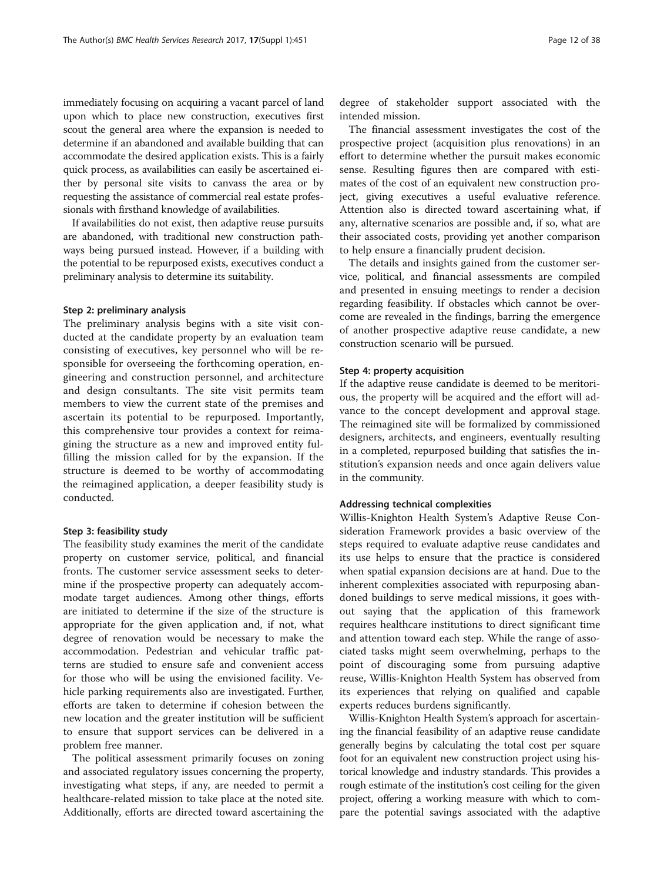immediately focusing on acquiring a vacant parcel of land upon which to place new construction, executives first scout the general area where the expansion is needed to determine if an abandoned and available building that can accommodate the desired application exists. This is a fairly quick process, as availabilities can easily be ascertained either by personal site visits to canvass the area or by requesting the assistance of commercial real estate professionals with firsthand knowledge of availabilities.

If availabilities do not exist, then adaptive reuse pursuits are abandoned, with traditional new construction pathways being pursued instead. However, if a building with the potential to be repurposed exists, executives conduct a preliminary analysis to determine its suitability.

#### Step 2: preliminary analysis

The preliminary analysis begins with a site visit conducted at the candidate property by an evaluation team consisting of executives, key personnel who will be responsible for overseeing the forthcoming operation, engineering and construction personnel, and architecture and design consultants. The site visit permits team members to view the current state of the premises and ascertain its potential to be repurposed. Importantly, this comprehensive tour provides a context for reimagining the structure as a new and improved entity fulfilling the mission called for by the expansion. If the structure is deemed to be worthy of accommodating the reimagined application, a deeper feasibility study is conducted.

#### Step 3: feasibility study

The feasibility study examines the merit of the candidate property on customer service, political, and financial fronts. The customer service assessment seeks to determine if the prospective property can adequately accommodate target audiences. Among other things, efforts are initiated to determine if the size of the structure is appropriate for the given application and, if not, what degree of renovation would be necessary to make the accommodation. Pedestrian and vehicular traffic patterns are studied to ensure safe and convenient access for those who will be using the envisioned facility. Vehicle parking requirements also are investigated. Further, efforts are taken to determine if cohesion between the new location and the greater institution will be sufficient to ensure that support services can be delivered in a problem free manner.

The political assessment primarily focuses on zoning and associated regulatory issues concerning the property, investigating what steps, if any, are needed to permit a healthcare-related mission to take place at the noted site. Additionally, efforts are directed toward ascertaining the degree of stakeholder support associated with the intended mission.

The financial assessment investigates the cost of the prospective project (acquisition plus renovations) in an effort to determine whether the pursuit makes economic sense. Resulting figures then are compared with estimates of the cost of an equivalent new construction project, giving executives a useful evaluative reference. Attention also is directed toward ascertaining what, if any, alternative scenarios are possible and, if so, what are their associated costs, providing yet another comparison to help ensure a financially prudent decision.

The details and insights gained from the customer service, political, and financial assessments are compiled and presented in ensuing meetings to render a decision regarding feasibility. If obstacles which cannot be overcome are revealed in the findings, barring the emergence of another prospective adaptive reuse candidate, a new construction scenario will be pursued.

#### Step 4: property acquisition

If the adaptive reuse candidate is deemed to be meritorious, the property will be acquired and the effort will advance to the concept development and approval stage. The reimagined site will be formalized by commissioned designers, architects, and engineers, eventually resulting in a completed, repurposed building that satisfies the institution's expansion needs and once again delivers value in the community.

### Addressing technical complexities

Willis-Knighton Health System's Adaptive Reuse Consideration Framework provides a basic overview of the steps required to evaluate adaptive reuse candidates and its use helps to ensure that the practice is considered when spatial expansion decisions are at hand. Due to the inherent complexities associated with repurposing abandoned buildings to serve medical missions, it goes without saying that the application of this framework requires healthcare institutions to direct significant time and attention toward each step. While the range of associated tasks might seem overwhelming, perhaps to the point of discouraging some from pursuing adaptive reuse, Willis-Knighton Health System has observed from its experiences that relying on qualified and capable experts reduces burdens significantly.

Willis-Knighton Health System's approach for ascertaining the financial feasibility of an adaptive reuse candidate generally begins by calculating the total cost per square foot for an equivalent new construction project using historical knowledge and industry standards. This provides a rough estimate of the institution's cost ceiling for the given project, offering a working measure with which to compare the potential savings associated with the adaptive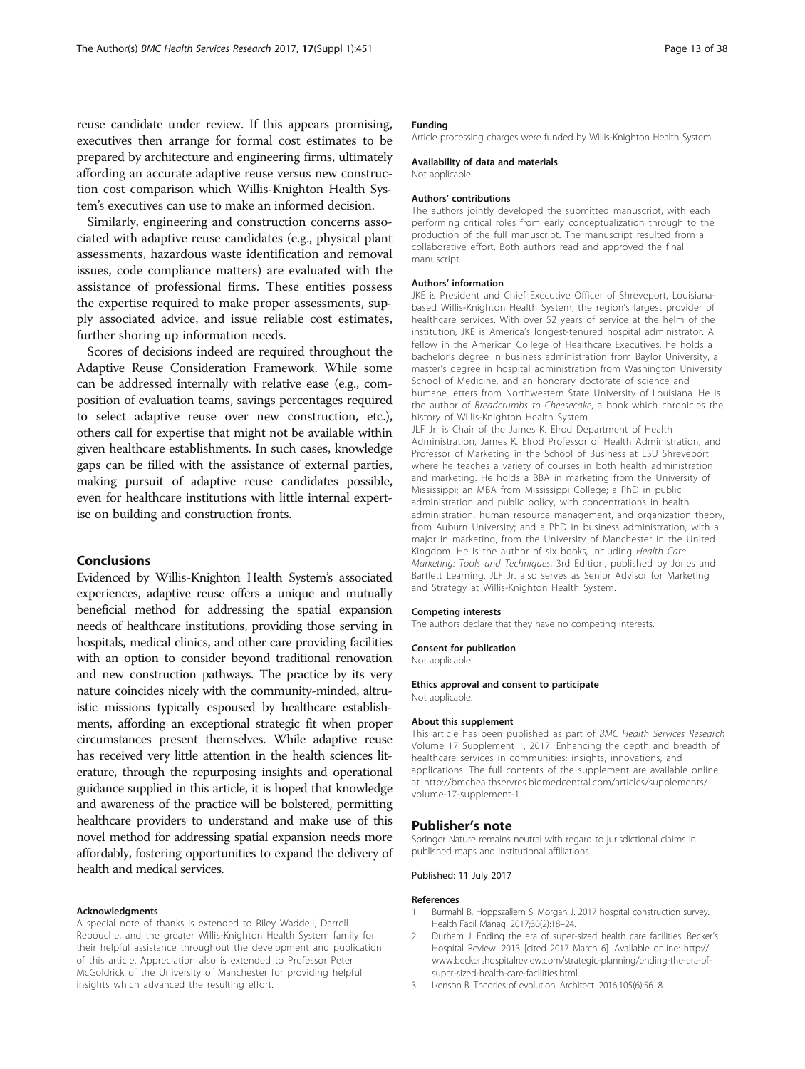reuse candidate under review. If this appears promising, executives then arrange for formal cost estimates to be prepared by architecture and engineering firms, ultimately affording an accurate adaptive reuse versus new construction cost comparison which Willis-Knighton Health System's executives can use to make an informed decision.

Similarly, engineering and construction concerns associated with adaptive reuse candidates (e.g., physical plant assessments, hazardous waste identification and removal issues, code compliance matters) are evaluated with the assistance of professional firms. These entities possess the expertise required to make proper assessments, supply associated advice, and issue reliable cost estimates, further shoring up information needs.

Scores of decisions indeed are required throughout the Adaptive Reuse Consideration Framework. While some can be addressed internally with relative ease (e.g., composition of evaluation teams, savings percentages required to select adaptive reuse over new construction, etc.), others call for expertise that might not be available within given healthcare establishments. In such cases, knowledge gaps can be filled with the assistance of external parties, making pursuit of adaptive reuse candidates possible, even for healthcare institutions with little internal expertise on building and construction fronts.

## Conclusions

Evidenced by Willis-Knighton Health System's associated experiences, adaptive reuse offers a unique and mutually beneficial method for addressing the spatial expansion needs of healthcare institutions, providing those serving in hospitals, medical clinics, and other care providing facilities with an option to consider beyond traditional renovation and new construction pathways. The practice by its very nature coincides nicely with the community-minded, altruistic missions typically espoused by healthcare establishments, affording an exceptional strategic fit when proper circumstances present themselves. While adaptive reuse has received very little attention in the health sciences literature, through the repurposing insights and operational guidance supplied in this article, it is hoped that knowledge and awareness of the practice will be bolstered, permitting healthcare providers to understand and make use of this novel method for addressing spatial expansion needs more affordably, fostering opportunities to expand the delivery of health and medical services.

#### Acknowledgments

A special note of thanks is extended to Riley Waddell, Darrell Rebouche, and the greater Willis-Knighton Health System family for their helpful assistance throughout the development and publication of this article. Appreciation also is extended to Professor Peter McGoldrick of the University of Manchester for providing helpful insights which advanced the resulting effort.

#### Funding

Article processing charges were funded by Willis-Knighton Health System.

#### Availability of data and materials

Not applicable.

#### Authors' contributions

The authors jointly developed the submitted manuscript, with each performing critical roles from early conceptualization through to the production of the full manuscript. The manuscript resulted from a collaborative effort. Both authors read and approved the final manuscript.

#### Authors' information

JKE is President and Chief Executive Officer of Shreveport, Louisiana-based Willis-Knighton Health System, the region's largest provider of healthcare services. With over 52 years of service at the helm of the institution, JKE is America's longest-tenured hospital administrator. A fellow in the American College of Healthcare Executives, he holds a bachelor's degree in business administration from Baylor University, a master's degree in hospital administration from Washington University School of Medicine, and an honorary doctorate of science and humane letters from Northwestern State University of Louisiana. He is the author of *Breadcrumbs to Cheesecake*, a book which chronicles the history of Willis-Knighton Health System.

JLF Jr. is Chair of the James K. Elrod Department of Health Administration, James K. Elrod Professor of Health Administration, and Professor of Marketing in the School of Business at LSU Shreveport where he teaches a variety of courses in both health administration and marketing. He holds a BBA in marketing from the University of Mississippi; an MBA from Mississippi College; a PhD in public administration and public policy, with concentrations in health administration, human resource management, and organization theory, from Auburn University; and a PhD in business administration, with a major in marketing, from the University of Manchester in the United Kingdom. He is the author of six books, including *Health Care Marketing: Tools and Techniques*, 3rd Edition, published by Jones and Bartlett Learning. JLF Jr. also serves as Senior Advisor for Marketing and Strategy at Willis-Knighton Health System.

#### Competing interests

The authors declare that they have no competing interests.

#### Consent for publication

Not applicable.

#### Ethics approval and consent to participate

Not applicable.

#### About this supplement

This article has been published as part of *BMC Health Services Research* Volume 17 Supplement 1, 2017: Enhancing the depth and breadth of healthcare services in communities: insights, innovations, and applications. The full contents of the supplement are available online at http://bmchealthservres.biomedcentral.com/articles/supplements/volume-17-supplement-1.

## Publisher's note

Springer Nature remains neutral with regard to jurisdictional claims in published maps and institutional affiliations.

Published: 11 July 2017

#### References

1. Burmahl B, Hoppszallern S, Morgan J. 2017 hospital construction survey. Health Facil Manag. 2017;30(2):18–24.
2. Durham J. Ending the era of super-sized health care facilities. Becker's Hospital Review. 2013 [cited 2017 March 6]. Available online: http://www.beckershospitalreview.com/strategic-planning/ending-the-era-of-super-sized-health-care-facilities.html.
3. Ikenson B. Theories of evolution. Architect. 2016;105(6):56–8.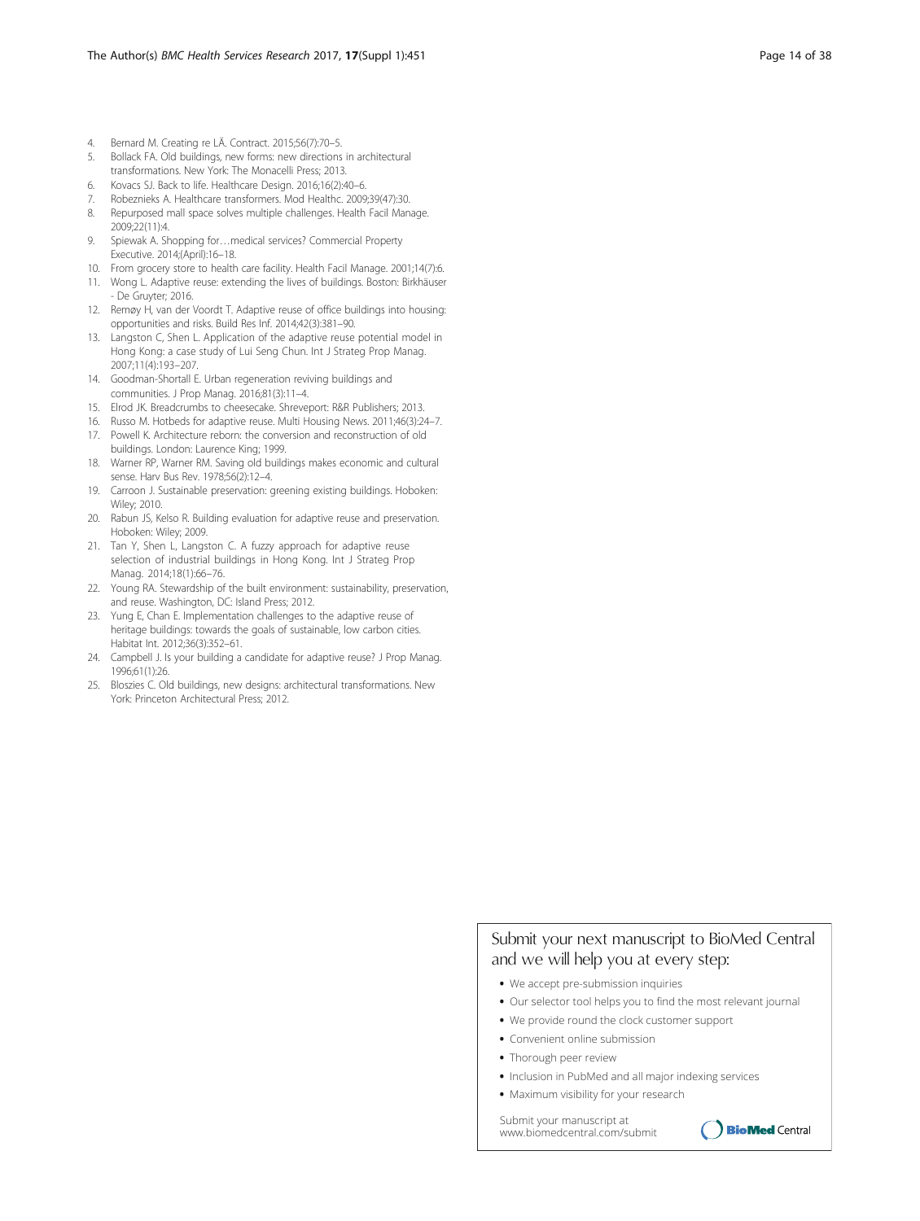4. Bernard M. Creating re LÄ. Contract. 2015;56(7):70–5.
5. Bollack FA. Old buildings, new forms: new directions in architectural transformations. New York: The Monacelli Press; 2013.
6. Kovacs SJ. Back to life. Healthcare Design. 2016;16(2):40–6.
7. Robeznieks A. Healthcare transformers. Mod Healthc. 2009;39(47):30.
8. Repurposed mall space solves multiple challenges. Health Facil Manage. 2009;22(11):4.
9. Spiewak A. Shopping for…medical services? Commercial Property Executive. 2014;(April):16–18.
10. From grocery store to health care facility. Health Facil Manage. 2001;14(7):6.
11. Wong L. Adaptive reuse: extending the lives of buildings. Boston: Birkhäuser - De Gruyter; 2016.
12. Remøy H, van der Voordt T. Adaptive reuse of office buildings into housing: opportunities and risks. Build Res Inf. 2014;42(3):381–90.
13. Langston C, Shen L. Application of the adaptive reuse potential model in Hong Kong: a case study of Lui Seng Chun. Int J Strateg Prop Manag. 2007;11(4):193–207.
14. Goodman-Shortall E. Urban regeneration reviving buildings and communities. J Prop Manag. 2016;81(3):11–4.
15. Elrod JK. Breadcrumbs to cheesecake. Shreveport: R&R Publishers; 2013.
16. Russo M. Hotbeds for adaptive reuse. Multi Housing News. 2011;46(3):24–7.
17. Powell K. Architecture reborn: the conversion and reconstruction of old buildings. London: Laurence King; 1999.
18. Warner RP, Warner RM. Saving old buildings makes economic and cultural sense. Harv Bus Rev. 1978;56(2):12–4.
19. Carroon J. Sustainable preservation: greening existing buildings. Hoboken: Wiley; 2010.
20. Rabun JS, Kelso R. Building evaluation for adaptive reuse and preservation. Hoboken: Wiley; 2009.
21. Tan Y, Shen L, Langston C. A fuzzy approach for adaptive reuse selection of industrial buildings in Hong Kong. Int J Strateg Prop Manag. 2014;18(1):66–76.
22. Young RA. Stewardship of the built environment: sustainability, preservation, and reuse. Washington, DC: Island Press; 2012.
23. Yung E, Chan E. Implementation challenges to the adaptive reuse of heritage buildings: towards the goals of sustainable, low carbon cities. Habitat Int. 2012;36(3):352–61.
24. Campbell J. Is your building a candidate for adaptive reuse? J Prop Manag. 1996;61(1):26.
25. Bloszies C. Old buildings, new designs: architectural transformations. New York: Princeton Architectural Press; 2012.

Submit your next manuscript to BioMed Central and we will help you at every step:

- We accept pre-submission inquiries
- Our selector tool helps you to find the most relevant journal
- We provide round the clock customer support
- Convenient online submission
- Thorough peer review
- Inclusion in PubMed and all major indexing services
- Maximum visibility for your research

Submit your manuscript at www.biomedcentral.com/submit

BioMed Central